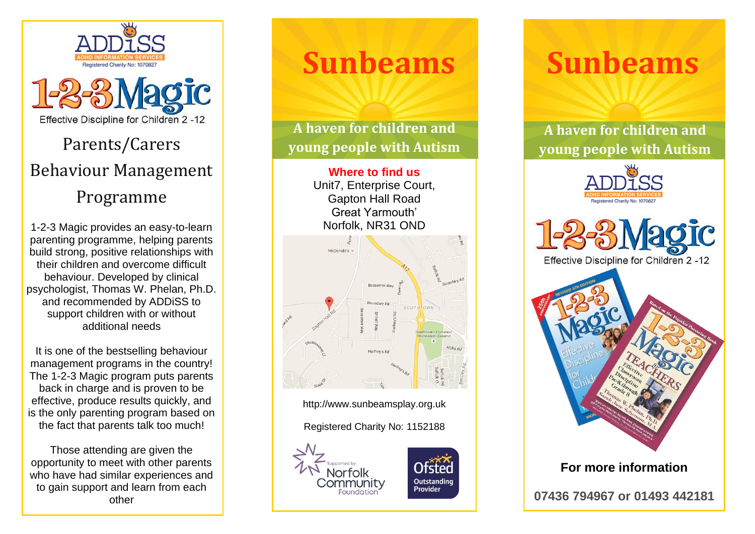ADDiSS
ADHD INFORMATION SERVICES
Registered Charity No: 1070827

# 1-2-3 Magic

Effective Discipline for Children 2 -12

## Parents/Carers Behaviour Management Programme

1-2-3 Magic provides an easy-to-learn parenting programme, helping parents build strong, positive relationships with their children and overcome difficult behaviour. Developed by clinical psychologist, Thomas W. Phelan, Ph.D. and recommended by ADDiSS to support children with or without additional needs

It is one of the bestselling behaviour management programs in the country! The 1-2-3 Magic program puts parents back in charge and is proven to be effective, produce results quickly, and is the only parenting program based on the fact that parents talk too much!

Those attending are given the opportunity to meet with other parents who have had similar experiences and to gain support and learn from each other

# Sunbeams

## A haven for children and young people with Autism

**Where to find us**

Unit7, Enterprise Court,
Gapton Hall Road
Great Yarmouth'
Norfolk, NR31 OND

http://www.sunbeamsplay.org.uk

Registered Charity No: 1152188

Supported by Norfolk Community Foundation

Ofsted Outstanding Provider

# Sunbeams

## A haven for children and young people with Autism

ADDiSS
ADHD INFORMATION SERVICES
Registered Charity No: 1070827

1-2-3 Magic

Effective Discipline for Children 2 -12

**For more information**

**07436 794967 or 01493 442181**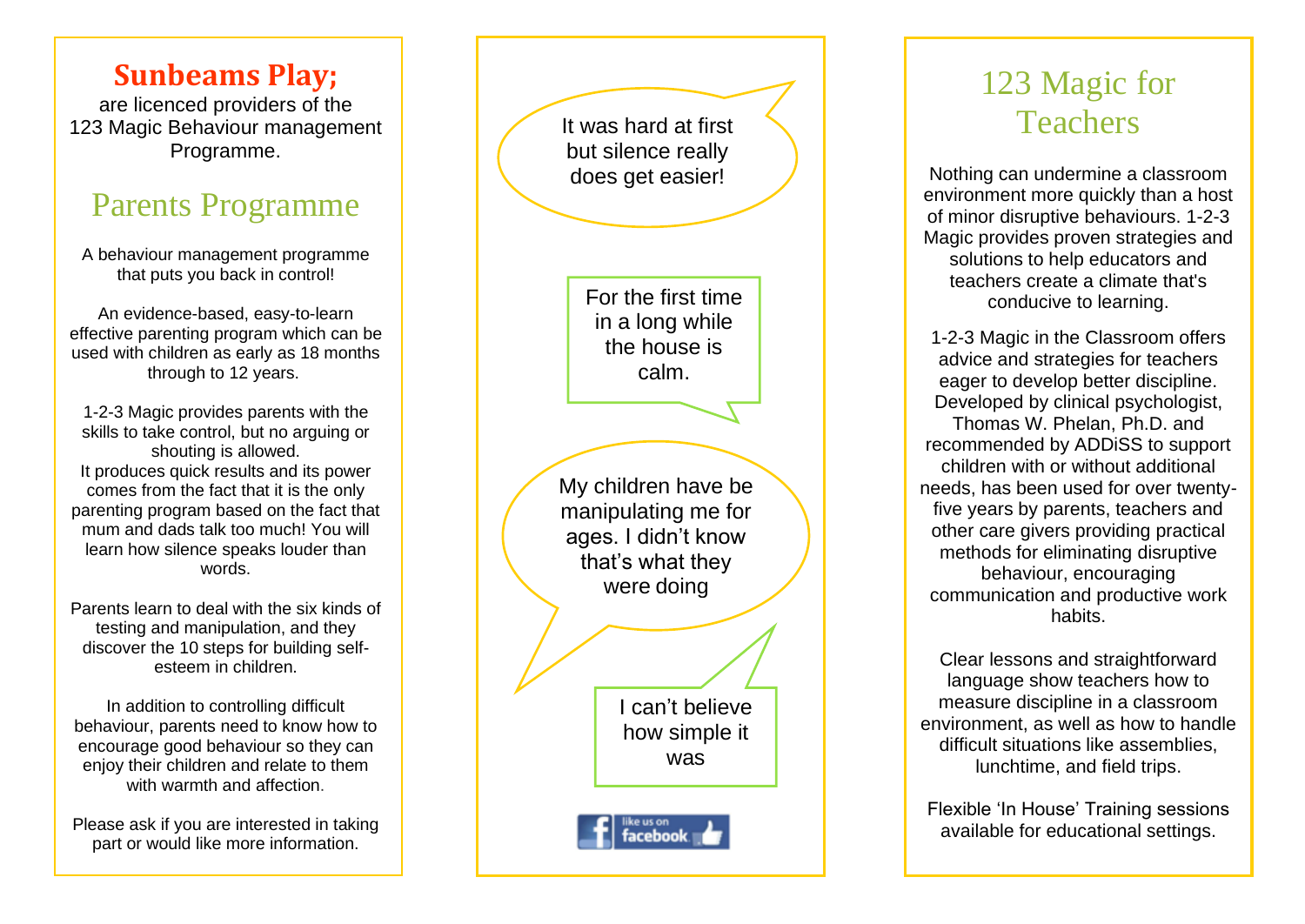# Sunbeams Play;

are licenced providers of the 123 Magic Behaviour management Programme.

## Parents Programme

A behaviour management programme that puts you back in control!

An evidence-based, easy-to-learn effective parenting program which can be used with children as early as 18 months through to 12 years.

1-2-3 Magic provides parents with the skills to take control, but no arguing or shouting is allowed.
It produces quick results and its power comes from the fact that it is the only parenting program based on the fact that mum and dads talk too much! You will learn how silence speaks louder than words.

Parents learn to deal with the six kinds of testing and manipulation, and they discover the 10 steps for building self-esteem in children.

In addition to controlling difficult behaviour, parents need to know how to encourage good behaviour so they can enjoy their children and relate to them with warmth and affection.

Please ask if you are interested in taking part or would like more information.

It was hard at first but silence really does get easier!

For the first time in a long while the house is calm.

My children have be manipulating me for ages. I didn't know that's what they were doing

I can't believe how simple it was

like us on facebook

## 123 Magic for Teachers

Nothing can undermine a classroom environment more quickly than a host of minor disruptive behaviours. 1-2-3 Magic provides proven strategies and solutions to help educators and teachers create a climate that's conducive to learning.

1-2-3 Magic in the Classroom offers advice and strategies for teachers eager to develop better discipline. Developed by clinical psychologist, Thomas W. Phelan, Ph.D. and recommended by ADDiSS to support children with or without additional needs, has been used for over twenty-five years by parents, teachers and other care givers providing practical methods for eliminating disruptive behaviour, encouraging communication and productive work habits.

Clear lessons and straightforward language show teachers how to measure discipline in a classroom environment, as well as how to handle difficult situations like assemblies, lunchtime, and field trips.

Flexible 'In House' Training sessions available for educational settings.